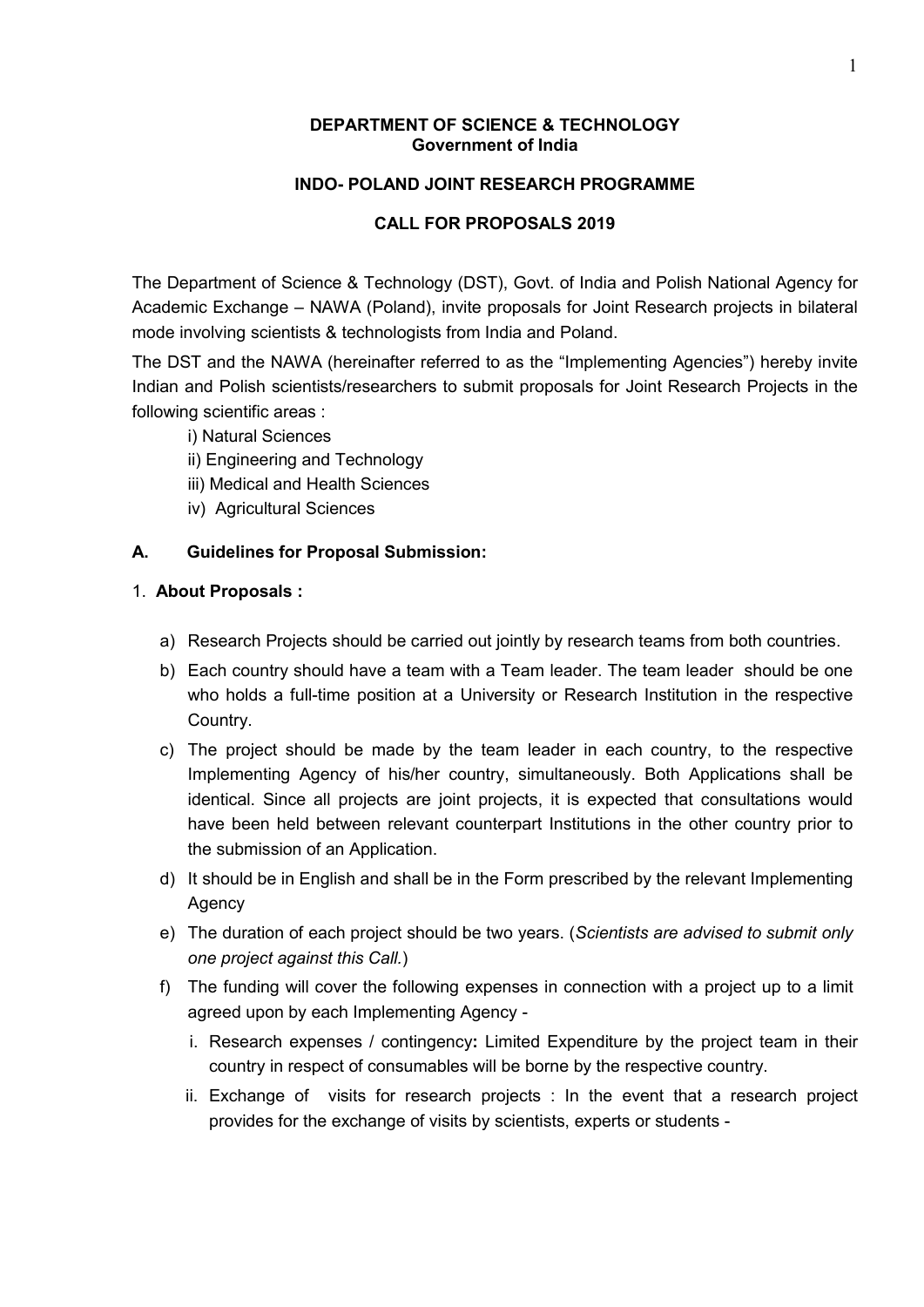**DEPARTMENT OF SCIENCE & TECHNOLOGY**
**Government of India**

**INDO- POLAND JOINT RESEARCH PROGRAMME**

**CALL FOR PROPOSALS 2019**

The Department of Science & Technology (DST), Govt. of India and Polish National Agency for Academic Exchange – NAWA (Poland), invite proposals for Joint Research projects in bilateral mode involving scientists & technologists from India and Poland.

The DST and the NAWA (hereinafter referred to as the "Implementing Agencies") hereby invite Indian and Polish scientists/researchers to submit proposals for Joint Research Projects in the following scientific areas :

i) Natural Sciences
ii) Engineering and Technology
iii) Medical and Health Sciences
iv) Agricultural Sciences

## A. Guidelines for Proposal Submission:

1. **About Proposals :**

a) Research Projects should be carried out jointly by research teams from both countries.

b) Each country should have a team with a Team leader. The team leader should be one who holds a full-time position at a University or Research Institution in the respective Country.

c) The project should be made by the team leader in each country, to the respective Implementing Agency of his/her country, simultaneously. Both Applications shall be identical. Since all projects are joint projects, it is expected that consultations would have been held between relevant counterpart Institutions in the other country prior to the submission of an Application.

d) It should be in English and shall be in the Form prescribed by the relevant Implementing Agency

e) The duration of each project should be two years. (*Scientists are advised to submit only one project against this Call.*)

f) The funding will cover the following expenses in connection with a project up to a limit agreed upon by each Implementing Agency -

i. Research expenses / contingency**:** Limited Expenditure by the project team in their country in respect of consumables will be borne by the respective country.

ii. Exchange of visits for research projects : In the event that a research project provides for the exchange of visits by scientists, experts or students -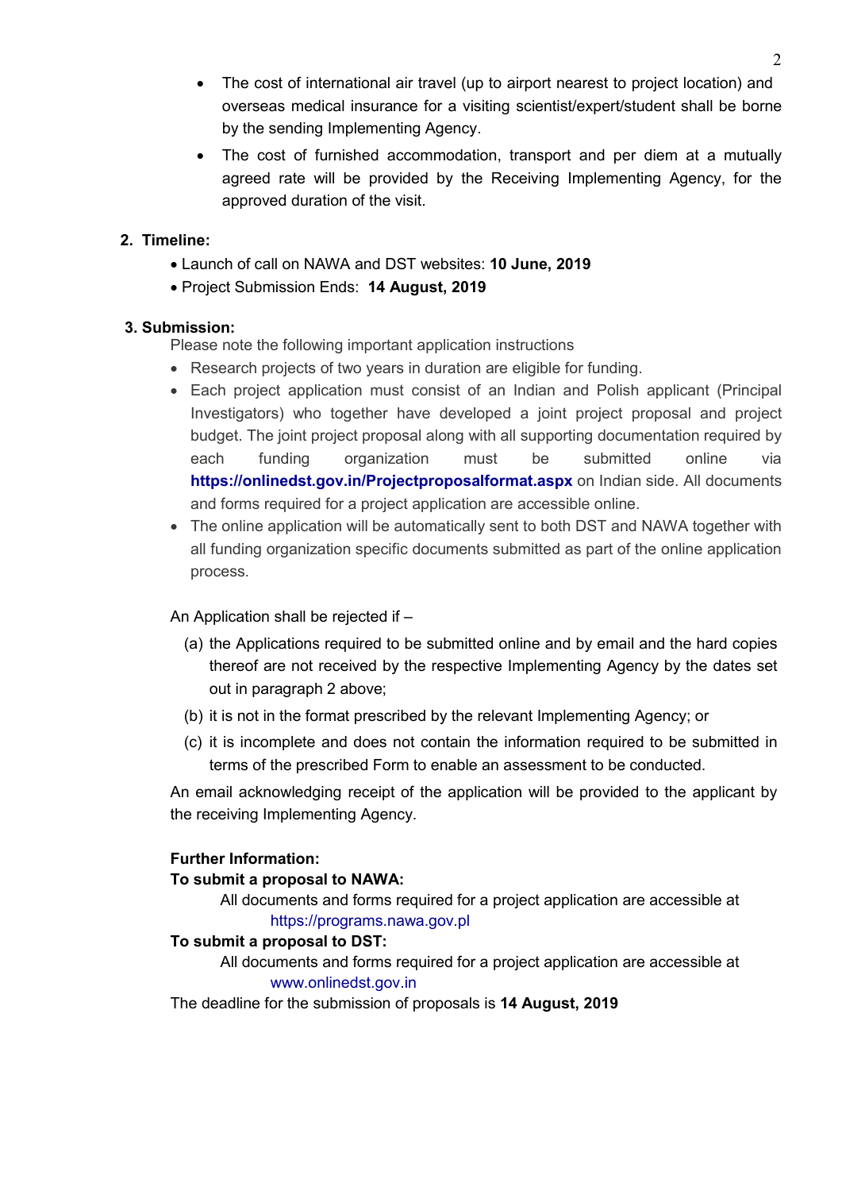- The cost of international air travel (up to airport nearest to project location) and overseas medical insurance for a visiting scientist/expert/student shall be borne by the sending Implementing Agency.
- The cost of furnished accommodation, transport and per diem at a mutually agreed rate will be provided by the Receiving Implementing Agency, for the approved duration of the visit.

## 2. Timeline:

- Launch of call on NAWA and DST websites: **10 June, 2019**
- Project Submission Ends: **14 August, 2019**

## 3. Submission:

Please note the following important application instructions

- Research projects of two years in duration are eligible for funding.
- Each project application must consist of an Indian and Polish applicant (Principal Investigators) who together have developed a joint project proposal and project budget. The joint project proposal along with all supporting documentation required by each funding organization must be submitted online via **https://onlinedst.gov.in/Projectproposalformat.aspx** on Indian side. All documents and forms required for a project application are accessible online.
- The online application will be automatically sent to both DST and NAWA together with all funding organization specific documents submitted as part of the online application process.

An Application shall be rejected if –

(a) the Applications required to be submitted online and by email and the hard copies thereof are not received by the respective Implementing Agency by the dates set out in paragraph 2 above;

(b) it is not in the format prescribed by the relevant Implementing Agency; or

(c) it is incomplete and does not contain the information required to be submitted in terms of the prescribed Form to enable an assessment to be conducted.

An email acknowledging receipt of the application will be provided to the applicant by the receiving Implementing Agency.

**Further Information:**

**To submit a proposal to NAWA:**

All documents and forms required for a project application are accessible at https://programs.nawa.gov.pl

**To submit a proposal to DST:**

All documents and forms required for a project application are accessible at www.onlinedst.gov.in

The deadline for the submission of proposals is **14 August, 2019**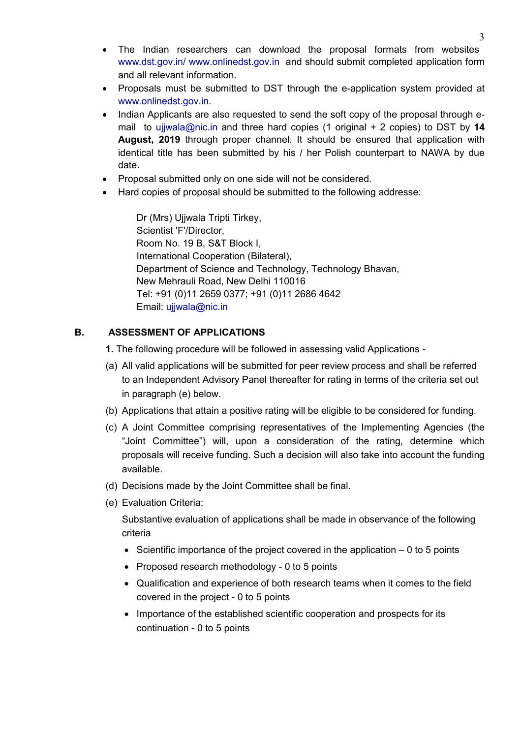- The Indian researchers can download the proposal formats from websites www.dst.gov.in/ www.onlinedst.gov.in and should submit completed application form and all relevant information.
- Proposals must be submitted to DST through the e-application system provided at www.onlinedst.gov.in.
- Indian Applicants are also requested to send the soft copy of the proposal through e-mail to ujjwala@nic.in and three hard copies (1 original + 2 copies) to DST by **14 August, 2019** through proper channel. It should be ensured that application with identical title has been submitted by his / her Polish counterpart to NAWA by due date.
- Proposal submitted only on one side will not be considered.
- Hard copies of proposal should be submitted to the following addresse:

  Dr (Mrs) Ujjwala Tripti Tirkey,
  Scientist 'F'/Director,
  Room No. 19 B, S&T Block I,
  International Cooperation (Bilateral),
  Department of Science and Technology, Technology Bhavan,
  New Mehrauli Road, New Delhi 110016
  Tel: +91 (0)11 2659 0377; +91 (0)11 2686 4642
  Email: ujjwala@nic.in

## B. ASSESSMENT OF APPLICATIONS

**1.** The following procedure will be followed in assessing valid Applications -

(a) All valid applications will be submitted for peer review process and shall be referred to an Independent Advisory Panel thereafter for rating in terms of the criteria set out in paragraph (e) below.

(b) Applications that attain a positive rating will be eligible to be considered for funding.

(c) A Joint Committee comprising representatives of the Implementing Agencies (the "Joint Committee") will, upon a consideration of the rating, determine which proposals will receive funding. Such a decision will also take into account the funding available.

(d) Decisions made by the Joint Committee shall be final.

(e) Evaluation Criteria:

Substantive evaluation of applications shall be made in observance of the following criteria

- Scientific importance of the project covered in the application – 0 to 5 points
- Proposed research methodology - 0 to 5 points
- Qualification and experience of both research teams when it comes to the field covered in the project - 0 to 5 points
- Importance of the established scientific cooperation and prospects for its continuation - 0 to 5 points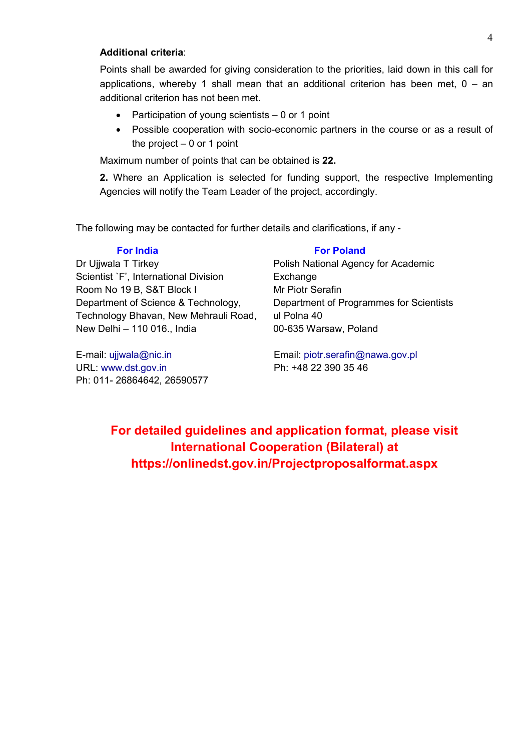**Additional criteria**:

Points shall be awarded for giving consideration to the priorities, laid down in this call for applications, whereby 1 shall mean that an additional criterion has been met, 0 – an additional criterion has not been met.

- Participation of young scientists – 0 or 1 point
- Possible cooperation with socio-economic partners in the course or as a result of the project – 0 or 1 point

Maximum number of points that can be obtained is **22.**

**2.** Where an Application is selected for funding support, the respective Implementing Agencies will notify the Team Leader of the project, accordingly.

The following may be contacted for further details and clarifications, if any -

**For India**

Dr Ujjwala T Tirkey
Scientist `F', International Division
Room No 19 B, S&T Block I
Department of Science & Technology,
Technology Bhavan, New Mehrauli Road,
New Delhi – 110 016., India

E-mail: ujjwala@nic.in
URL: www.dst.gov.in
Ph: 011- 26864642, 26590577

**For Poland**

Polish National Agency for Academic Exchange
Mr Piotr Serafin
Department of Programmes for Scientists
ul Polna 40
00-635 Warsaw, Poland

Email: piotr.serafin@nawa.gov.pl
Ph: +48 22 390 35 46

**For detailed guidelines and application format, please visit International Cooperation (Bilateral) at https://onlinedst.gov.in/Projectproposalformat.aspx**